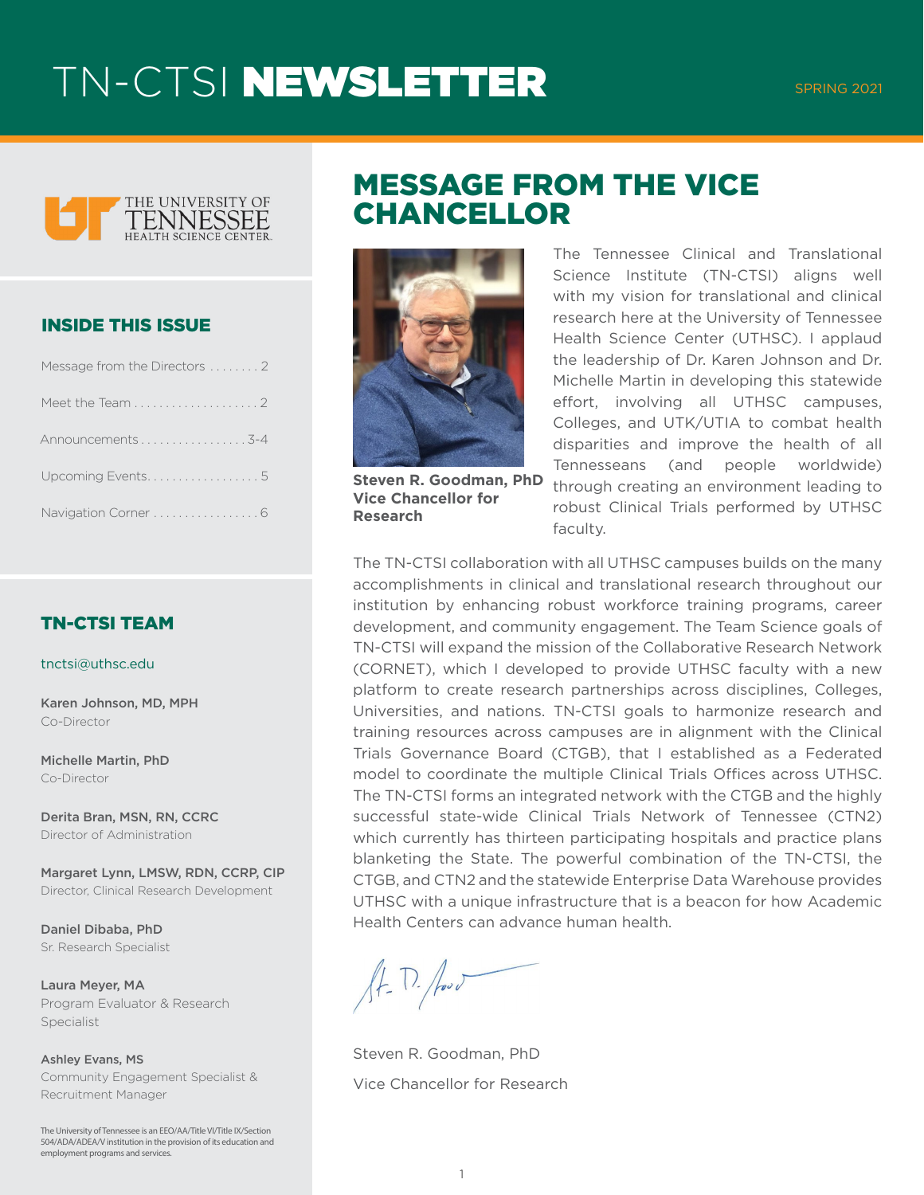# TN-CTSI NEWSLETTER

SPRING 2021

THE UNIVERSITY OF TENNESSEE HEALTH SCIENCE CENTER.

## INSIDE THIS ISSUE

- Message from the Directors . . . . . . . . 2
- Meet the Team . . . . . . . . . . . . . . . . . . . . 2
- Announcements . . . . . . . . . . . . . . . . . 3-4
- Upcoming Events. . . . . . . . . . . . . . . . . . 5
- Navigation Corner . . . . . . . . . . . . . . . . . 6

## TN-CTSI TEAM

tnctsi@uthsc.edu

**Karen Johnson, MD, MPH**
Co-Director

**Michelle Martin, PhD**
Co-Director

**Derita Bran, MSN, RN, CCRC**
Director of Administration

**Margaret Lynn, LMSW, RDN, CCRP, CIP**
Director, Clinical Research Development

**Daniel Dibaba, PhD**
Sr. Research Specialist

**Laura Meyer, MA**
Program Evaluator & Research Specialist

**Ashley Evans, MS**
Community Engagement Specialist & Recruitment Manager

The University of Tennessee is an EEO/AA/Title VI/Title IX/Section 504/ADA/ADEA/V institution in the provision of its education and employment programs and services.

## MESSAGE FROM THE VICE CHANCELLOR

**Steven R. Goodman, PhD**
**Vice Chancellor for Research**

The Tennessee Clinical and Translational Science Institute (TN-CTSI) aligns well with my vision for translational and clinical research here at the University of Tennessee Health Science Center (UTHSC). I applaud the leadership of Dr. Karen Johnson and Dr. Michelle Martin in developing this statewide effort, involving all UTHSC campuses, Colleges, and UTK/UTIA to combat health disparities and improve the health of all Tennesseans (and people worldwide) through creating an environment leading to robust Clinical Trials performed by UTHSC faculty.

The TN-CTSI collaboration with all UTHSC campuses builds on the many accomplishments in clinical and translational research throughout our institution by enhancing robust workforce training programs, career development, and community engagement. The Team Science goals of TN-CTSI will expand the mission of the Collaborative Research Network (CORNET), which I developed to provide UTHSC faculty with a new platform to create research partnerships across disciplines, Colleges, Universities, and nations. TN-CTSI goals to harmonize research and training resources across campuses are in alignment with the Clinical Trials Governance Board (CTGB), that I established as a Federated model to coordinate the multiple Clinical Trials Offices across UTHSC. The TN-CTSI forms an integrated network with the CTGB and the highly successful state-wide Clinical Trials Network of Tennessee (CTN2) which currently has thirteen participating hospitals and practice plans blanketing the State. The powerful combination of the TN-CTSI, the CTGB, and CTN2 and the statewide Enterprise Data Warehouse provides UTHSC with a unique infrastructure that is a beacon for how Academic Health Centers can advance human health.

Steven R. Goodman, PhD

Vice Chancellor for Research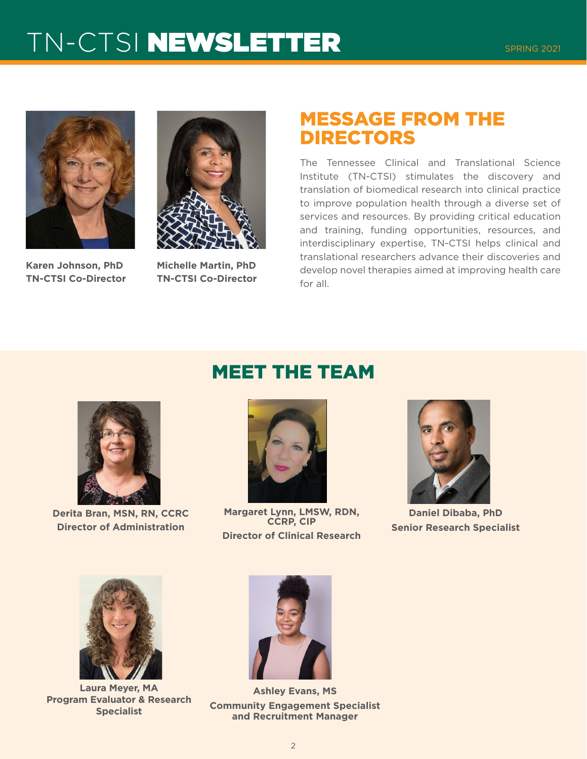# TN-CTSI NEWSLETTER

SPRING 2021

**Karen Johnson, PhD**
**TN-CTSI Co-Director**

**Michelle Martin, PhD**
**TN-CTSI Co-Director**

## MESSAGE FROM THE DIRECTORS

The Tennessee Clinical and Translational Science Institute (TN-CTSI) stimulates the discovery and translation of biomedical research into clinical practice to improve population health through a diverse set of services and resources. By providing critical education and training, funding opportunities, resources, and interdisciplinary expertise, TN-CTSI helps clinical and translational researchers advance their discoveries and develop novel therapies aimed at improving health care for all.

## MEET THE TEAM

**Derita Bran, MSN, RN, CCRC**
**Director of Administration**

**Margaret Lynn, LMSW, RDN, CCRP, CIP**
**Director of Clinical Research**

**Daniel Dibaba, PhD**
**Senior Research Specialist**

**Laura Meyer, MA**
**Program Evaluator & Research Specialist**

**Ashley Evans, MS**
**Community Engagement Specialist and Recruitment Manager**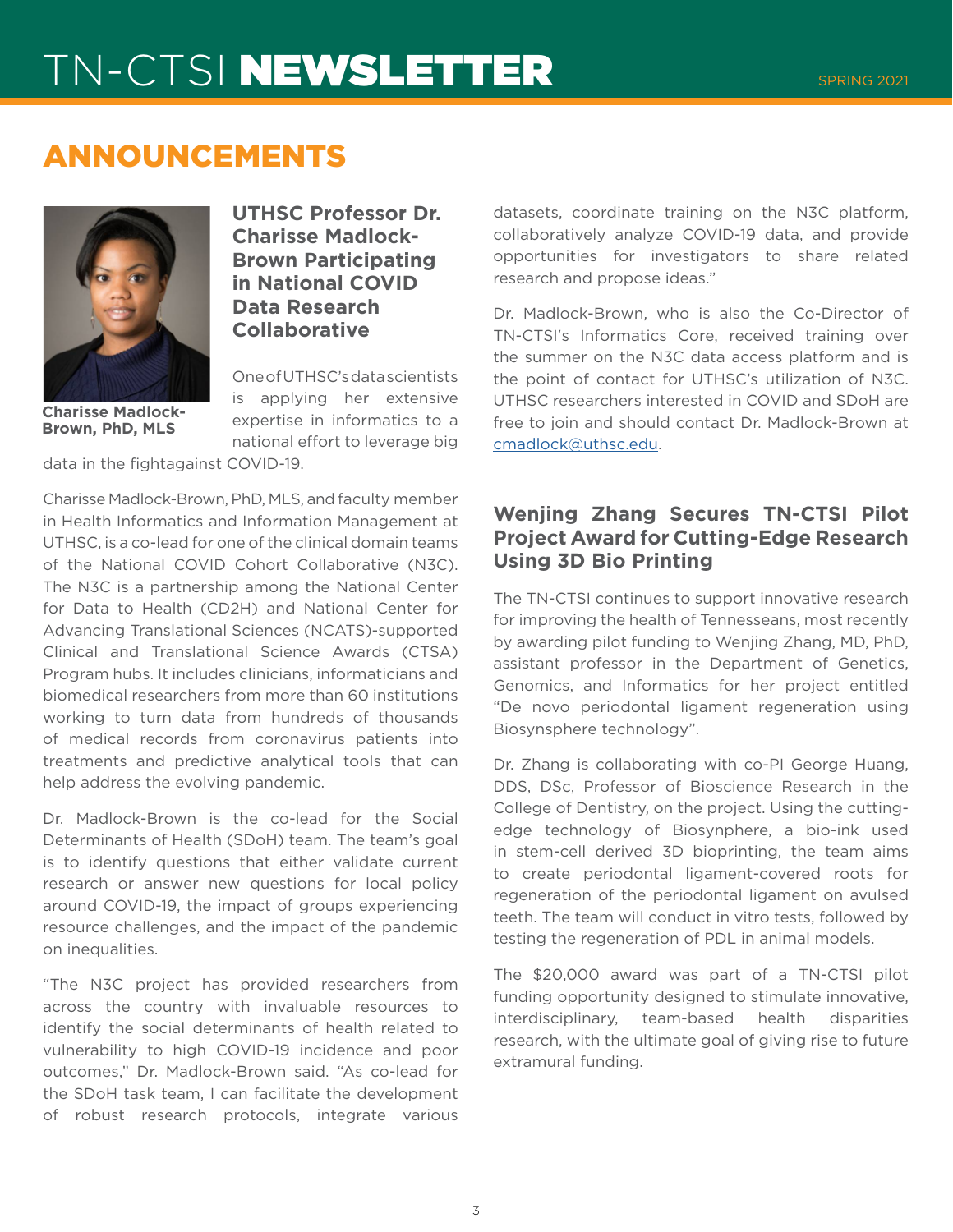# ANNOUNCEMENTS

## UTHSC Professor Dr. Charisse Madlock-Brown Participating in National COVID Data Research Collaborative

Charisse Madlock-Brown, PhD, MLS

One of UTHSC's data scientists is applying her extensive expertise in informatics to a national effort to leverage big data in the fightagainst COVID-19.

Charisse Madlock-Brown, PhD, MLS, and faculty member in Health Informatics and Information Management at UTHSC, is a co-lead for one of the clinical domain teams of the National COVID Cohort Collaborative (N3C). The N3C is a partnership among the National Center for Data to Health (CD2H) and National Center for Advancing Translational Sciences (NCATS)-supported Clinical and Translational Science Awards (CTSA) Program hubs. It includes clinicians, informaticians and biomedical researchers from more than 60 institutions working to turn data from hundreds of thousands of medical records from coronavirus patients into treatments and predictive analytical tools that can help address the evolving pandemic.

Dr. Madlock-Brown is the co-lead for the Social Determinants of Health (SDoH) team. The team's goal is to identify questions that either validate current research or answer new questions for local policy around COVID-19, the impact of groups experiencing resource challenges, and the impact of the pandemic on inequalities.

"The N3C project has provided researchers from across the country with invaluable resources to identify the social determinants of health related to vulnerability to high COVID-19 incidence and poor outcomes," Dr. Madlock-Brown said. "As co-lead for the SDoH task team, I can facilitate the development of robust research protocols, integrate various datasets, coordinate training on the N3C platform, collaboratively analyze COVID-19 data, and provide opportunities for investigators to share related research and propose ideas."

Dr. Madlock-Brown, who is also the Co-Director of TN-CTSI's Informatics Core, received training over the summer on the N3C data access platform and is the point of contact for UTHSC's utilization of N3C. UTHSC researchers interested in COVID and SDoH are free to join and should contact Dr. Madlock-Brown at cmadlock@uthsc.edu.

## Wenjing Zhang Secures TN-CTSI Pilot Project Award for Cutting-Edge Research Using 3D Bio Printing

The TN-CTSI continues to support innovative research for improving the health of Tennesseans, most recently by awarding pilot funding to Wenjing Zhang, MD, PhD, assistant professor in the Department of Genetics, Genomics, and Informatics for her project entitled "De novo periodontal ligament regeneration using Biosynsphere technology".

Dr. Zhang is collaborating with co-PI George Huang, DDS, DSc, Professor of Bioscience Research in the College of Dentistry, on the project. Using the cutting-edge technology of Biosynphere, a bio-ink used in stem-cell derived 3D bioprinting, the team aims to create periodontal ligament-covered roots for regeneration of the periodontal ligament on avulsed teeth. The team will conduct in vitro tests, followed by testing the regeneration of PDL in animal models.

The $20,000 award was part of a TN-CTSI pilot funding opportunity designed to stimulate innovative, interdisciplinary, team-based health disparities research, with the ultimate goal of giving rise to future extramural funding.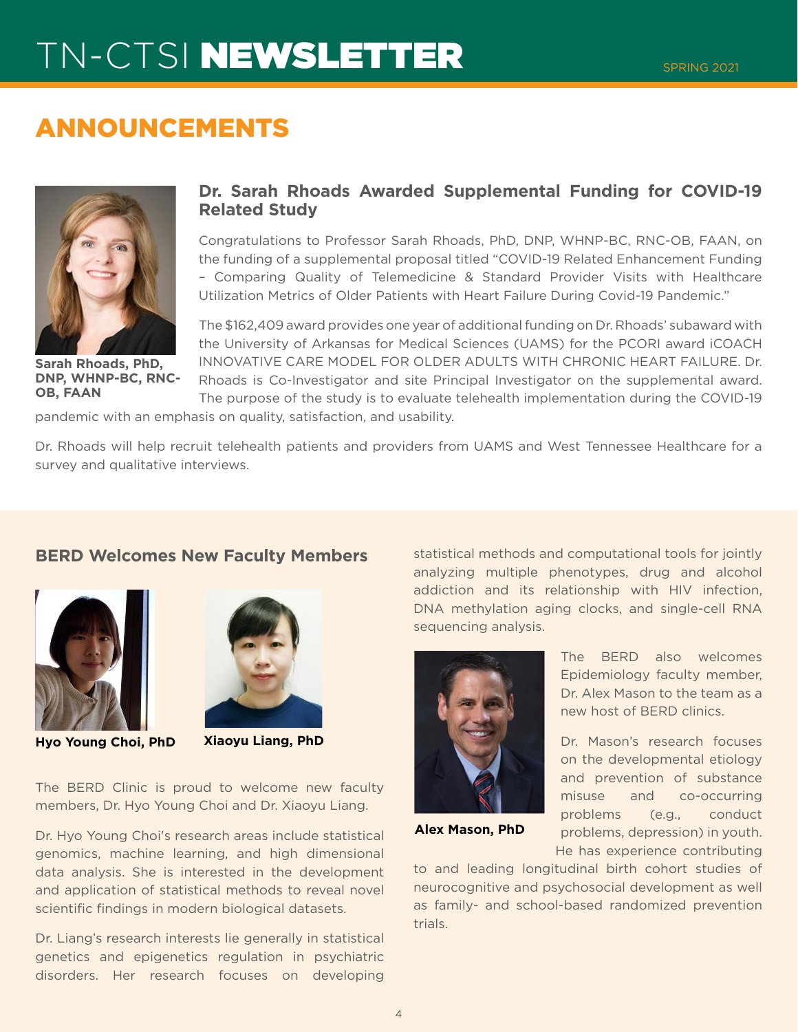# ANNOUNCEMENTS

Sarah Rhoads, PhD, DNP, WHNP-BC, RNC-OB, FAAN

### Dr. Sarah Rhoads Awarded Supplemental Funding for COVID-19 Related Study

Congratulations to Professor Sarah Rhoads, PhD, DNP, WHNP-BC, RNC-OB, FAAN, on the funding of a supplemental proposal titled "COVID-19 Related Enhancement Funding – Comparing Quality of Telemedicine & Standard Provider Visits with Healthcare Utilization Metrics of Older Patients with Heart Failure During Covid-19 Pandemic."

The $162,409 award provides one year of additional funding on Dr. Rhoads' subaward with the University of Arkansas for Medical Sciences (UAMS) for the PCORI award iCOACH INNOVATIVE CARE MODEL FOR OLDER ADULTS WITH CHRONIC HEART FAILURE. Dr. Rhoads is Co-Investigator and site Principal Investigator on the supplemental award. The purpose of the study is to evaluate telehealth implementation during the COVID-19 pandemic with an emphasis on quality, satisfaction, and usability.

Dr. Rhoads will help recruit telehealth patients and providers from UAMS and West Tennessee Healthcare for a survey and qualitative interviews.

### BERD Welcomes New Faculty Members

**Hyo Young Choi, PhD**

**Xiaoyu Liang, PhD**

The BERD Clinic is proud to welcome new faculty members, Dr. Hyo Young Choi and Dr. Xiaoyu Liang.

Dr. Hyo Young Choi's research areas include statistical genomics, machine learning, and high dimensional data analysis. She is interested in the development and application of statistical methods to reveal novel scientific findings in modern biological datasets.

Dr. Liang's research interests lie generally in statistical genetics and epigenetics regulation in psychiatric disorders. Her research focuses on developing statistical methods and computational tools for jointly analyzing multiple phenotypes, drug and alcohol addiction and its relationship with HIV infection, DNA methylation aging clocks, and single-cell RNA sequencing analysis.

**Alex Mason, PhD**

The BERD also welcomes Epidemiology faculty member, Dr. Alex Mason to the team as a new host of BERD clinics.

Dr. Mason's research focuses on the developmental etiology and prevention of substance misuse and co-occurring problems (e.g., conduct problems, depression) in youth. He has experience contributing to and leading longitudinal birth cohort studies of neurocognitive and psychosocial development as well as family- and school-based randomized prevention trials.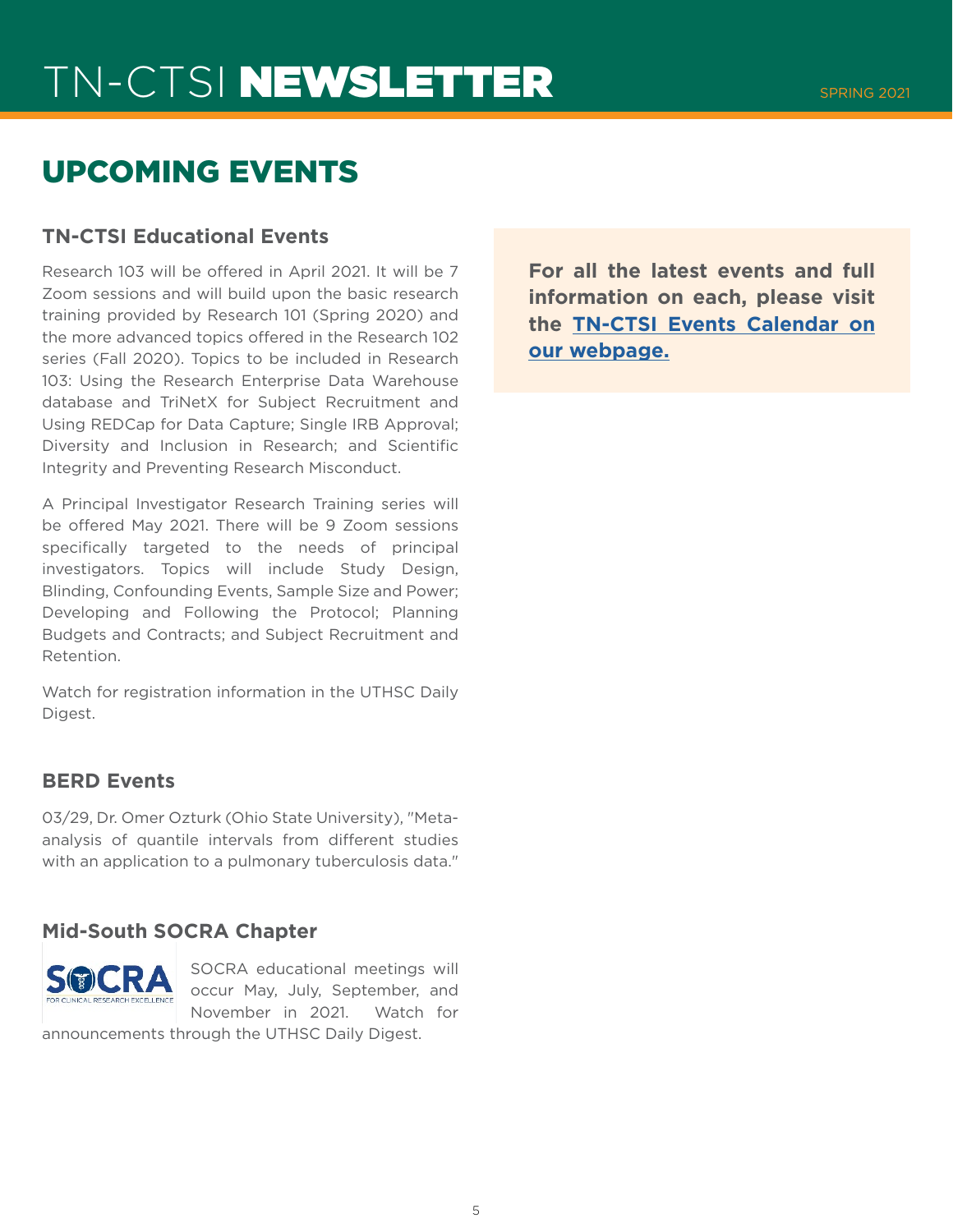# UPCOMING EVENTS

## TN-CTSI Educational Events

Research 103 will be offered in April 2021. It will be 7 Zoom sessions and will build upon the basic research training provided by Research 101 (Spring 2020) and the more advanced topics offered in the Research 102 series (Fall 2020). Topics to be included in Research 103: Using the Research Enterprise Data Warehouse database and TriNetX for Subject Recruitment and Using REDCap for Data Capture; Single IRB Approval; Diversity and Inclusion in Research; and Scientific Integrity and Preventing Research Misconduct.

A Principal Investigator Research Training series will be offered May 2021. There will be 9 Zoom sessions specifically targeted to the needs of principal investigators. Topics will include Study Design, Blinding, Confounding Events, Sample Size and Power; Developing and Following the Protocol; Planning Budgets and Contracts; and Subject Recruitment and Retention.

Watch for registration information in the UTHSC Daily Digest.

## BERD Events

03/29, Dr. Omer Ozturk (Ohio State University), "Meta-analysis of quantile intervals from different studies with an application to a pulmonary tuberculosis data."

## Mid-South SOCRA Chapter

SOCRA educational meetings will occur May, July, September, and November in 2021. Watch for announcements through the UTHSC Daily Digest.

**For all the latest events and full information on each, please visit the TN-CTSI Events Calendar on our webpage.**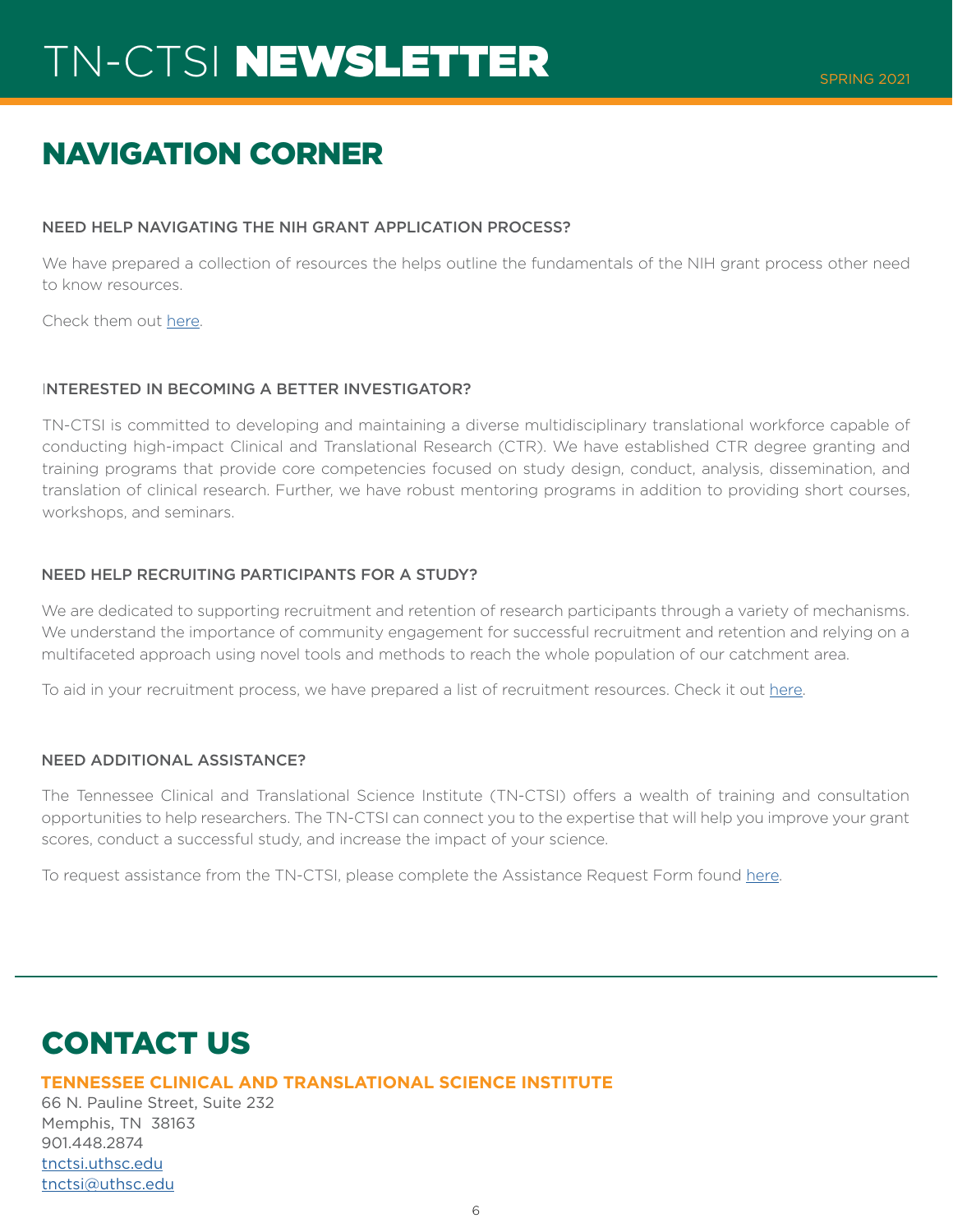# TN-CTSI NEWSLETTER

SPRING 2021

## NAVIGATION CORNER

### NEED HELP NAVIGATING THE NIH GRANT APPLICATION PROCESS?

We have prepared a collection of resources the helps outline the fundamentals of the NIH grant process other need to know resources.

Check them out here.

### INTERESTED IN BECOMING A BETTER INVESTIGATOR?

TN-CTSI is committed to developing and maintaining a diverse multidisciplinary translational workforce capable of conducting high-impact Clinical and Translational Research (CTR). We have established CTR degree granting and training programs that provide core competencies focused on study design, conduct, analysis, dissemination, and translation of clinical research. Further, we have robust mentoring programs in addition to providing short courses, workshops, and seminars.

### NEED HELP RECRUITING PARTICIPANTS FOR A STUDY?

We are dedicated to supporting recruitment and retention of research participants through a variety of mechanisms. We understand the importance of community engagement for successful recruitment and retention and relying on a multifaceted approach using novel tools and methods to reach the whole population of our catchment area.

To aid in your recruitment process, we have prepared a list of recruitment resources. Check it out here.

### NEED ADDITIONAL ASSISTANCE?

The Tennessee Clinical and Translational Science Institute (TN-CTSI) offers a wealth of training and consultation opportunities to help researchers. The TN-CTSI can connect you to the expertise that will help you improve your grant scores, conduct a successful study, and increase the impact of your science.

To request assistance from the TN-CTSI, please complete the Assistance Request Form found here.

## CONTACT US

**TENNESSEE CLINICAL AND TRANSLATIONAL SCIENCE INSTITUTE**
66 N. Pauline Street, Suite 232
Memphis, TN 38163
901.448.2874
tnctsi.uthsc.edu
tnctsi@uthsc.edu